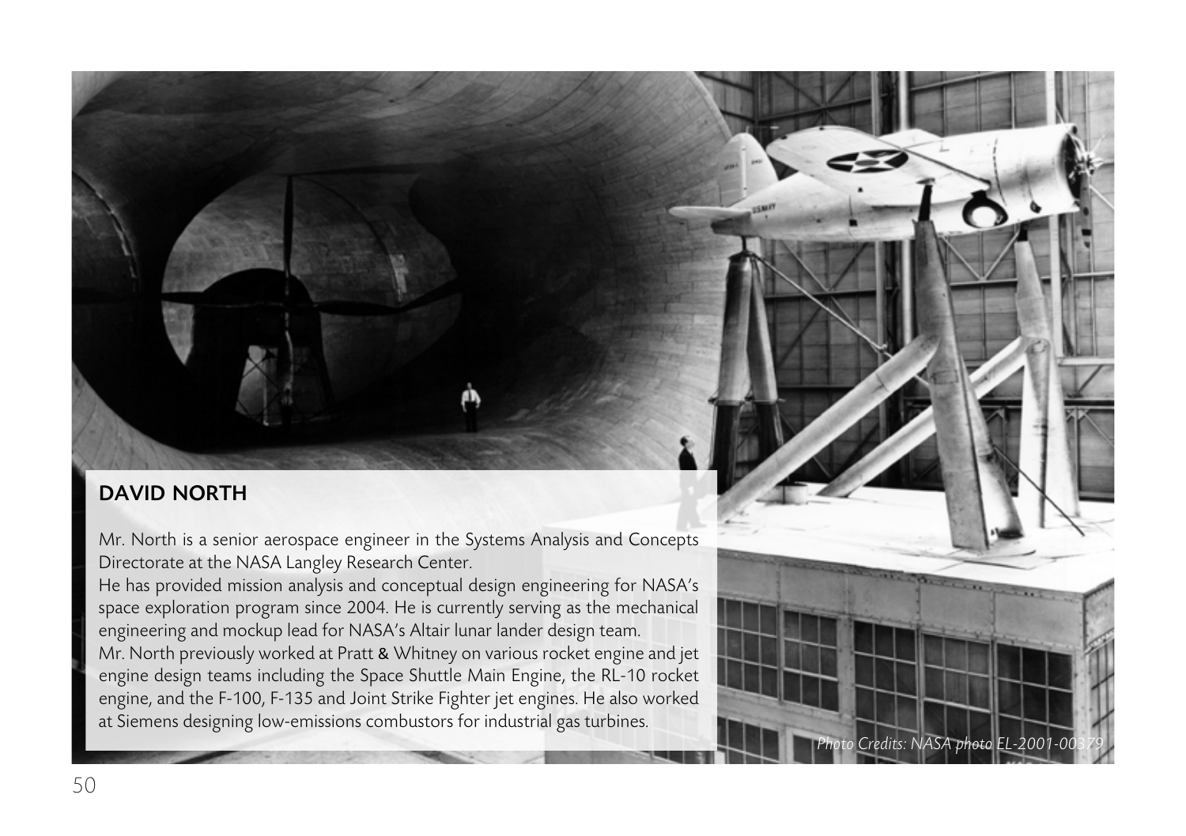## DAVID NORTH

Mr. North is a senior aerospace engineer in the Systems Analysis and Concepts Directorate at the NASA Langley Research Center.

He has provided mission analysis and conceptual design engineering for NASA's space exploration program since 2004. He is currently serving as the mechanical engineering and mockup lead for NASA's Altair lunar lander design team.

Mr. North previously worked at Pratt & Whitney on various rocket engine and jet engine design teams including the Space Shuttle Main Engine, the RL-10 rocket engine, and the F-100, F-135 and Joint Strike Fighter jet engines. He also worked at Siemens designing low-emissions combustors for industrial gas turbines.

*Photo Credits: NASA photo EL-2001-00379*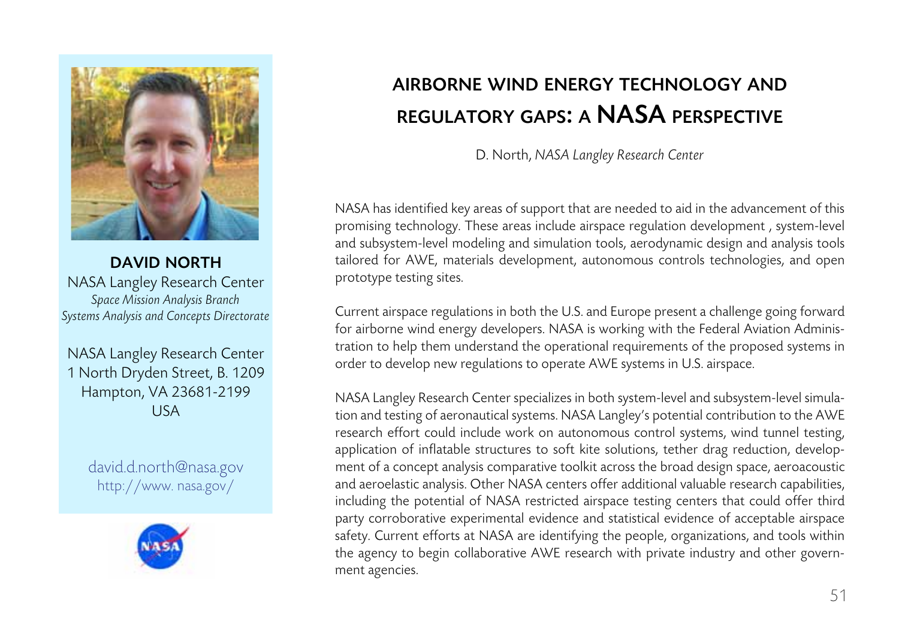**DAVID NORTH**
NASA Langley Research Center
*Space Mission Analysis Branch*
*Systems Analysis and Concepts Directorate*

NASA Langley Research Center
1 North Dryden Street, B. 1209
Hampton, VA 23681-2199
USA

david.d.north@nasa.gov
http://www. nasa.gov/

# Airborne Wind Energy Technology and Regulatory Gaps: A NASA Perspective

D. North, *NASA Langley Research Center*

NASA has identified key areas of support that are needed to aid in the advancement of this promising technology. These areas include airspace regulation development , system-level and subsystem-level modeling and simulation tools, aerodynamic design and analysis tools tailored for AWE, materials development, autonomous controls technologies, and open prototype testing sites.

Current airspace regulations in both the U.S. and Europe present a challenge going forward for airborne wind energy developers. NASA is working with the Federal Aviation Administration to help them understand the operational requirements of the proposed systems in order to develop new regulations to operate AWE systems in U.S. airspace.

NASA Langley Research Center specializes in both system-level and subsystem-level simulation and testing of aeronautical systems. NASA Langley's potential contribution to the AWE research effort could include work on autonomous control systems, wind tunnel testing, application of inflatable structures to soft kite solutions, tether drag reduction, development of a concept analysis comparative toolkit across the broad design space, aeroacoustic and aeroelastic analysis. Other NASA centers offer additional valuable research capabilities, including the potential of NASA restricted airspace testing centers that could offer third party corroborative experimental evidence and statistical evidence of acceptable airspace safety. Current efforts at NASA are identifying the people, organizations, and tools within the agency to begin collaborative AWE research with private industry and other government agencies.